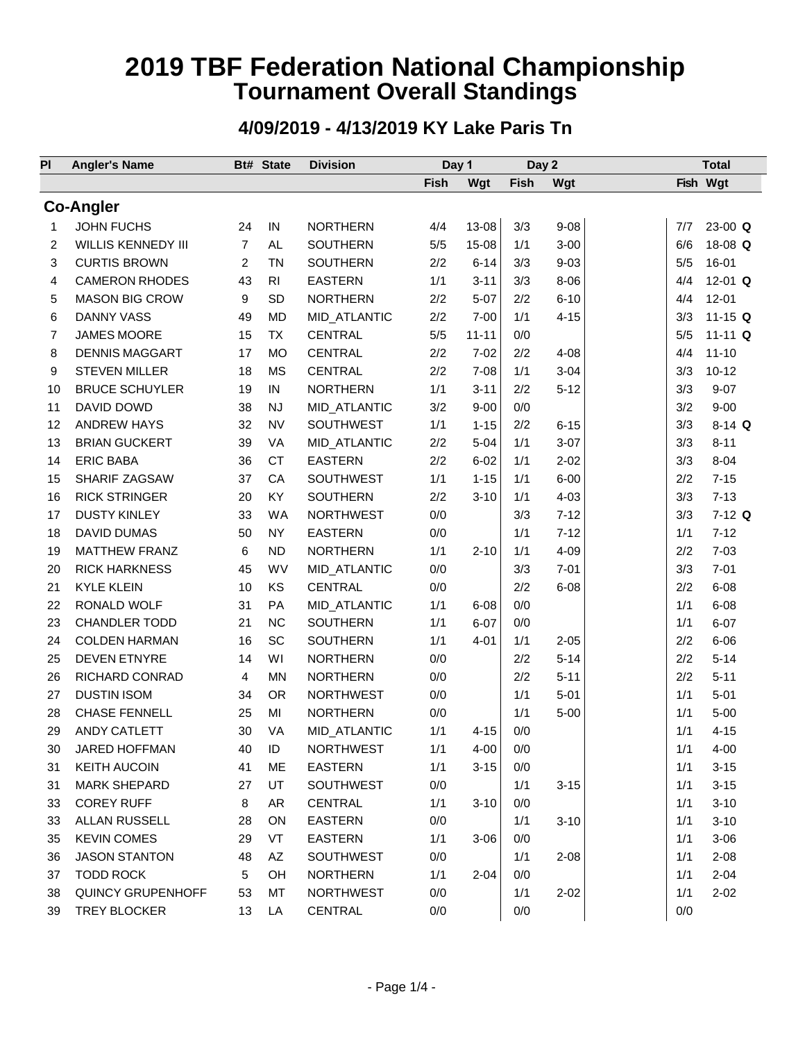# 2019 TBF Federation National Championship
## Tournament Overall Standings

### 4/09/2019 - 4/13/2019 KY Lake Paris Tn

**Co-Angler**

| Pl | Angler's Name | Bt# | State | Division | Day 1 Fish | Day 1 Wgt | Day 2 Fish | Day 2 Wgt | Total Fish | Total Wgt |
|---|---|---|---|---|---|---|---|---|---|---|
| 1 | JOHN FUCHS | 24 | IN | NORTHERN | 4/4 | 13-08 | 3/3 | 9-08 | 7/7 | 23-00 **Q** |
| 2 | WILLIS KENNEDY III | 7 | AL | SOUTHERN | 5/5 | 15-08 | 1/1 | 3-00 | 6/6 | 18-08 **Q** |
| 3 | CURTIS BROWN | 2 | TN | SOUTHERN | 2/2 | 6-14 | 3/3 | 9-03 | 5/5 | 16-01 |
| 4 | CAMERON RHODES | 43 | RI | EASTERN | 1/1 | 3-11 | 3/3 | 8-06 | 4/4 | 12-01 **Q** |
| 5 | MASON BIG CROW | 9 | SD | NORTHERN | 2/2 | 5-07 | 2/2 | 6-10 | 4/4 | 12-01 |
| 6 | DANNY VASS | 49 | MD | MID_ATLANTIC | 2/2 | 7-00 | 1/1 | 4-15 | 3/3 | 11-15 **Q** |
| 7 | JAMES MOORE | 15 | TX | CENTRAL | 5/5 | 11-11 | 0/0 | | 5/5 | 11-11 **Q** |
| 8 | DENNIS MAGGART | 17 | MO | CENTRAL | 2/2 | 7-02 | 2/2 | 4-08 | 4/4 | 11-10 |
| 9 | STEVEN MILLER | 18 | MS | CENTRAL | 2/2 | 7-08 | 1/1 | 3-04 | 3/3 | 10-12 |
| 10 | BRUCE SCHUYLER | 19 | IN | NORTHERN | 1/1 | 3-11 | 2/2 | 5-12 | 3/3 | 9-07 |
| 11 | DAVID DOWD | 38 | NJ | MID_ATLANTIC | 3/2 | 9-00 | 0/0 | | 3/2 | 9-00 |
| 12 | ANDREW HAYS | 32 | NV | SOUTHWEST | 1/1 | 1-15 | 2/2 | 6-15 | 3/3 | 8-14 **Q** |
| 13 | BRIAN GUCKERT | 39 | VA | MID_ATLANTIC | 2/2 | 5-04 | 1/1 | 3-07 | 3/3 | 8-11 |
| 14 | ERIC BABA | 36 | CT | EASTERN | 2/2 | 6-02 | 1/1 | 2-02 | 3/3 | 8-04 |
| 15 | SHARIF ZAGSAW | 37 | CA | SOUTHWEST | 1/1 | 1-15 | 1/1 | 6-00 | 2/2 | 7-15 |
| 16 | RICK STRINGER | 20 | KY | SOUTHERN | 2/2 | 3-10 | 1/1 | 4-03 | 3/3 | 7-13 |
| 17 | DUSTY KINLEY | 33 | WA | NORTHWEST | 0/0 | | 3/3 | 7-12 | 3/3 | 7-12 **Q** |
| 18 | DAVID DUMAS | 50 | NY | EASTERN | 0/0 | | 1/1 | 7-12 | 1/1 | 7-12 |
| 19 | MATTHEW FRANZ | 6 | ND | NORTHERN | 1/1 | 2-10 | 1/1 | 4-09 | 2/2 | 7-03 |
| 20 | RICK HARKNESS | 45 | WV | MID_ATLANTIC | 0/0 | | 3/3 | 7-01 | 3/3 | 7-01 |
| 21 | KYLE KLEIN | 10 | KS | CENTRAL | 0/0 | | 2/2 | 6-08 | 2/2 | 6-08 |
| 22 | RONALD WOLF | 31 | PA | MID_ATLANTIC | 1/1 | 6-08 | 0/0 | | 1/1 | 6-08 |
| 23 | CHANDLER TODD | 21 | NC | SOUTHERN | 1/1 | 6-07 | 0/0 | | 1/1 | 6-07 |
| 24 | COLDEN HARMAN | 16 | SC | SOUTHERN | 1/1 | 4-01 | 1/1 | 2-05 | 2/2 | 6-06 |
| 25 | DEVEN ETNYRE | 14 | WI | NORTHERN | 0/0 | | 2/2 | 5-14 | 2/2 | 5-14 |
| 26 | RICHARD CONRAD | 4 | MN | NORTHERN | 0/0 | | 2/2 | 5-11 | 2/2 | 5-11 |
| 27 | DUSTIN ISOM | 34 | OR | NORTHWEST | 0/0 | | 1/1 | 5-01 | 1/1 | 5-01 |
| 28 | CHASE FENNELL | 25 | MI | NORTHERN | 0/0 | | 1/1 | 5-00 | 1/1 | 5-00 |
| 29 | ANDY CATLETT | 30 | VA | MID_ATLANTIC | 1/1 | 4-15 | 0/0 | | 1/1 | 4-15 |
| 30 | JARED HOFFMAN | 40 | ID | NORTHWEST | 1/1 | 4-00 | 0/0 | | 1/1 | 4-00 |
| 31 | KEITH AUCOIN | 41 | ME | EASTERN | 1/1 | 3-15 | 0/0 | | 1/1 | 3-15 |
| 31 | MARK SHEPARD | 27 | UT | SOUTHWEST | 0/0 | | 1/1 | 3-15 | 1/1 | 3-15 |
| 33 | COREY RUFF | 8 | AR | CENTRAL | 1/1 | 3-10 | 0/0 | | 1/1 | 3-10 |
| 33 | ALLAN RUSSELL | 28 | ON | EASTERN | 0/0 | | 1/1 | 3-10 | 1/1 | 3-10 |
| 35 | KEVIN COMES | 29 | VT | EASTERN | 1/1 | 3-06 | 0/0 | | 1/1 | 3-06 |
| 36 | JASON STANTON | 48 | AZ | SOUTHWEST | 0/0 | | 1/1 | 2-08 | 1/1 | 2-08 |
| 37 | TODD ROCK | 5 | OH | NORTHERN | 1/1 | 2-04 | 0/0 | | 1/1 | 2-04 |
| 38 | QUINCY GRUPENHOFF | 53 | MT | NORTHWEST | 0/0 | | 1/1 | 2-02 | 1/1 | 2-02 |
| 39 | TREY BLOCKER | 13 | LA | CENTRAL | 0/0 | | 0/0 | | 0/0 | |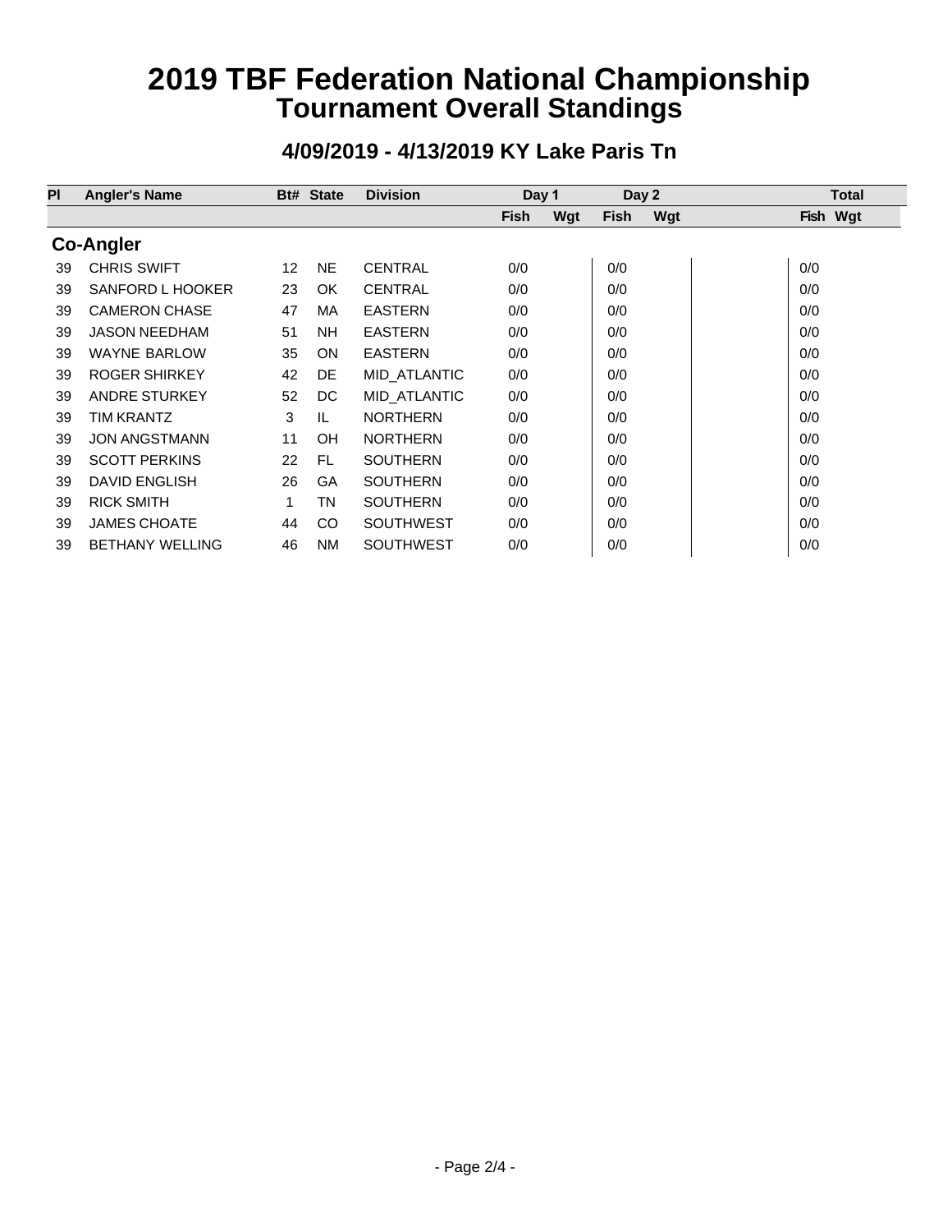# 2019 TBF Federation National Championship
## Tournament Overall Standings

### 4/09/2019 - 4/13/2019 KY Lake Paris Tn

| Pl | Angler's Name | Bt# | State | Division | Day 1 | | Day 2 | | Total | |
|---|---|---|---|---|---|---|---|---|---|---|
| | | | | | Fish | Wgt | Fish | Wgt | Fish | Wgt |
| **Co-Angler** | | | | | | | | | | |
| 39 | CHRIS SWIFT | 12 | NE | CENTRAL | 0/0 | | 0/0 | | 0/0 | |
| 39 | SANFORD L HOOKER | 23 | OK | CENTRAL | 0/0 | | 0/0 | | 0/0 | |
| 39 | CAMERON CHASE | 47 | MA | EASTERN | 0/0 | | 0/0 | | 0/0 | |
| 39 | JASON NEEDHAM | 51 | NH | EASTERN | 0/0 | | 0/0 | | 0/0 | |
| 39 | WAYNE BARLOW | 35 | ON | EASTERN | 0/0 | | 0/0 | | 0/0 | |
| 39 | ROGER SHIRKEY | 42 | DE | MID_ATLANTIC | 0/0 | | 0/0 | | 0/0 | |
| 39 | ANDRE STURKEY | 52 | DC | MID_ATLANTIC | 0/0 | | 0/0 | | 0/0 | |
| 39 | TIM KRANTZ | 3 | IL | NORTHERN | 0/0 | | 0/0 | | 0/0 | |
| 39 | JON ANGSTMANN | 11 | OH | NORTHERN | 0/0 | | 0/0 | | 0/0 | |
| 39 | SCOTT PERKINS | 22 | FL | SOUTHERN | 0/0 | | 0/0 | | 0/0 | |
| 39 | DAVID ENGLISH | 26 | GA | SOUTHERN | 0/0 | | 0/0 | | 0/0 | |
| 39 | RICK SMITH | 1 | TN | SOUTHERN | 0/0 | | 0/0 | | 0/0 | |
| 39 | JAMES CHOATE | 44 | CO | SOUTHWEST | 0/0 | | 0/0 | | 0/0 | |
| 39 | BETHANY WELLING | 46 | NM | SOUTHWEST | 0/0 | | 0/0 | | 0/0 | |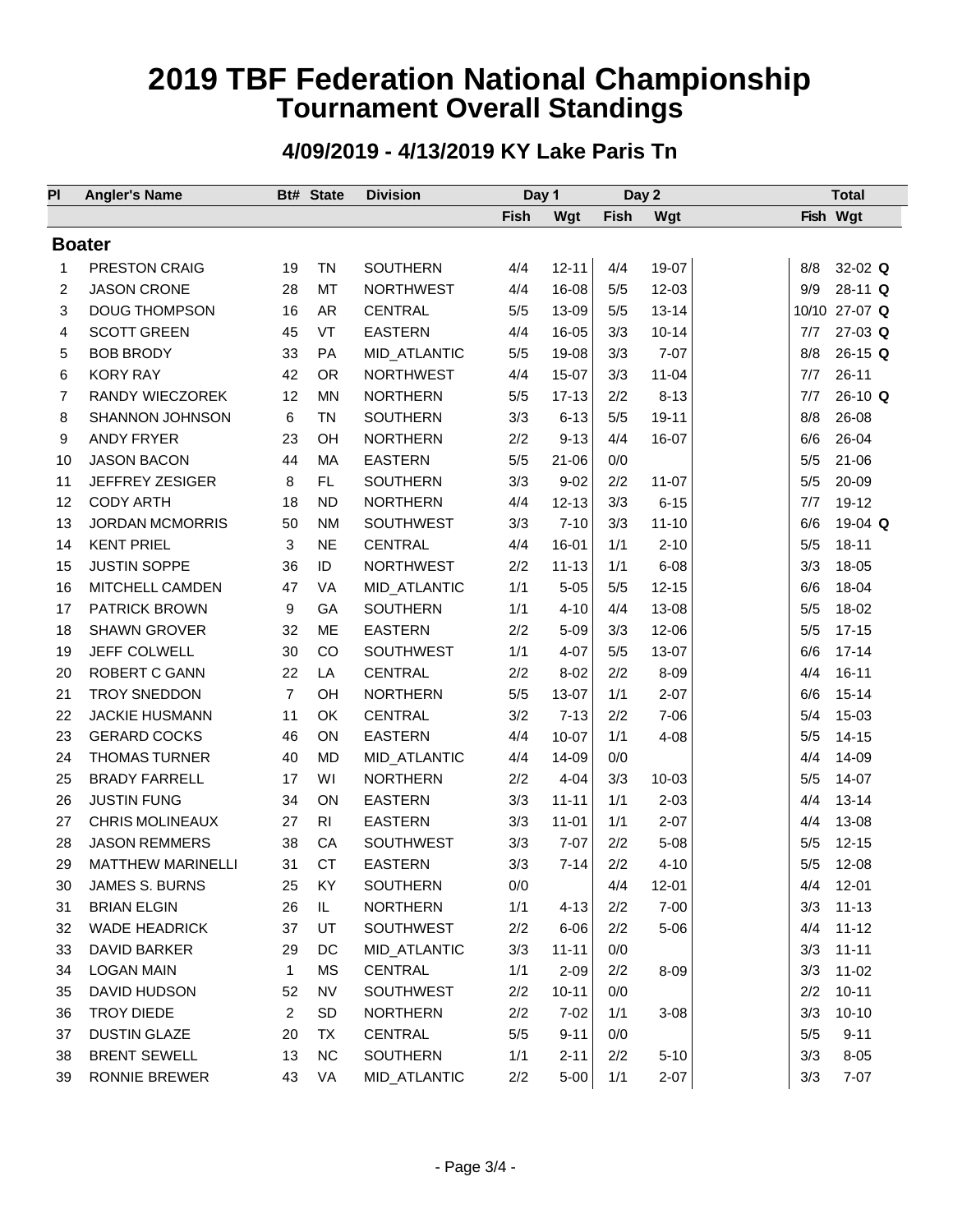# 2019 TBF Federation National Championship
## Tournament Overall Standings

### 4/09/2019 - 4/13/2019 KY Lake Paris Tn

| Pl | Angler's Name | Bt# | State | Division | Day 1 | | Day 2 | | Total | |
|---|---|---|---|---|---|---|---|---|---|---|
| | | | | | Fish | Wgt | Fish | Wgt | Fish | Wgt |
| **Boater** | | | | | | | | | | |
| 1 | PRESTON CRAIG | 19 | TN | SOUTHERN | 4/4 | 12-11 | 4/4 | 19-07 | 8/8 | 32-02 **Q** |
| 2 | JASON CRONE | 28 | MT | NORTHWEST | 4/4 | 16-08 | 5/5 | 12-03 | 9/9 | 28-11 **Q** |
| 3 | DOUG THOMPSON | 16 | AR | CENTRAL | 5/5 | 13-09 | 5/5 | 13-14 | 10/10 | 27-07 **Q** |
| 4 | SCOTT GREEN | 45 | VT | EASTERN | 4/4 | 16-05 | 3/3 | 10-14 | 7/7 | 27-03 **Q** |
| 5 | BOB BRODY | 33 | PA | MID_ATLANTIC | 5/5 | 19-08 | 3/3 | 7-07 | 8/8 | 26-15 **Q** |
| 6 | KORY RAY | 42 | OR | NORTHWEST | 4/4 | 15-07 | 3/3 | 11-04 | 7/7 | 26-11 |
| 7 | RANDY WIECZOREK | 12 | MN | NORTHERN | 5/5 | 17-13 | 2/2 | 8-13 | 7/7 | 26-10 **Q** |
| 8 | SHANNON JOHNSON | 6 | TN | SOUTHERN | 3/3 | 6-13 | 5/5 | 19-11 | 8/8 | 26-08 |
| 9 | ANDY FRYER | 23 | OH | NORTHERN | 2/2 | 9-13 | 4/4 | 16-07 | 6/6 | 26-04 |
| 10 | JASON BACON | 44 | MA | EASTERN | 5/5 | 21-06 | 0/0 | | 5/5 | 21-06 |
| 11 | JEFFREY ZESIGER | 8 | FL | SOUTHERN | 3/3 | 9-02 | 2/2 | 11-07 | 5/5 | 20-09 |
| 12 | CODY ARTH | 18 | ND | NORTHERN | 4/4 | 12-13 | 3/3 | 6-15 | 7/7 | 19-12 |
| 13 | JORDAN MCMORRIS | 50 | NM | SOUTHWEST | 3/3 | 7-10 | 3/3 | 11-10 | 6/6 | 19-04 **Q** |
| 14 | KENT PRIEL | 3 | NE | CENTRAL | 4/4 | 16-01 | 1/1 | 2-10 | 5/5 | 18-11 |
| 15 | JUSTIN SOPPE | 36 | ID | NORTHWEST | 2/2 | 11-13 | 1/1 | 6-08 | 3/3 | 18-05 |
| 16 | MITCHELL CAMDEN | 47 | VA | MID_ATLANTIC | 1/1 | 5-05 | 5/5 | 12-15 | 6/6 | 18-04 |
| 17 | PATRICK BROWN | 9 | GA | SOUTHERN | 1/1 | 4-10 | 4/4 | 13-08 | 5/5 | 18-02 |
| 18 | SHAWN GROVER | 32 | ME | EASTERN | 2/2 | 5-09 | 3/3 | 12-06 | 5/5 | 17-15 |
| 19 | JEFF COLWELL | 30 | CO | SOUTHWEST | 1/1 | 4-07 | 5/5 | 13-07 | 6/6 | 17-14 |
| 20 | ROBERT C GANN | 22 | LA | CENTRAL | 2/2 | 8-02 | 2/2 | 8-09 | 4/4 | 16-11 |
| 21 | TROY SNEDDON | 7 | OH | NORTHERN | 5/5 | 13-07 | 1/1 | 2-07 | 6/6 | 15-14 |
| 22 | JACKIE HUSMANN | 11 | OK | CENTRAL | 3/2 | 7-13 | 2/2 | 7-06 | 5/4 | 15-03 |
| 23 | GERARD COCKS | 46 | ON | EASTERN | 4/4 | 10-07 | 1/1 | 4-08 | 5/5 | 14-15 |
| 24 | THOMAS TURNER | 40 | MD | MID_ATLANTIC | 4/4 | 14-09 | 0/0 | | 4/4 | 14-09 |
| 25 | BRADY FARRELL | 17 | WI | NORTHERN | 2/2 | 4-04 | 3/3 | 10-03 | 5/5 | 14-07 |
| 26 | JUSTIN FUNG | 34 | ON | EASTERN | 3/3 | 11-11 | 1/1 | 2-03 | 4/4 | 13-14 |
| 27 | CHRIS MOLINEAUX | 27 | RI | EASTERN | 3/3 | 11-01 | 1/1 | 2-07 | 4/4 | 13-08 |
| 28 | JASON REMMERS | 38 | CA | SOUTHWEST | 3/3 | 7-07 | 2/2 | 5-08 | 5/5 | 12-15 |
| 29 | MATTHEW MARINELLI | 31 | CT | EASTERN | 3/3 | 7-14 | 2/2 | 4-10 | 5/5 | 12-08 |
| 30 | JAMES S. BURNS | 25 | KY | SOUTHERN | 0/0 | | 4/4 | 12-01 | 4/4 | 12-01 |
| 31 | BRIAN ELGIN | 26 | IL | NORTHERN | 1/1 | 4-13 | 2/2 | 7-00 | 3/3 | 11-13 |
| 32 | WADE HEADRICK | 37 | UT | SOUTHWEST | 2/2 | 6-06 | 2/2 | 5-06 | 4/4 | 11-12 |
| 33 | DAVID BARKER | 29 | DC | MID_ATLANTIC | 3/3 | 11-11 | 0/0 | | 3/3 | 11-11 |
| 34 | LOGAN MAIN | 1 | MS | CENTRAL | 1/1 | 2-09 | 2/2 | 8-09 | 3/3 | 11-02 |
| 35 | DAVID HUDSON | 52 | NV | SOUTHWEST | 2/2 | 10-11 | 0/0 | | 2/2 | 10-11 |
| 36 | TROY DIEDE | 2 | SD | NORTHERN | 2/2 | 7-02 | 1/1 | 3-08 | 3/3 | 10-10 |
| 37 | DUSTIN GLAZE | 20 | TX | CENTRAL | 5/5 | 9-11 | 0/0 | | 5/5 | 9-11 |
| 38 | BRENT SEWELL | 13 | NC | SOUTHERN | 1/1 | 2-11 | 2/2 | 5-10 | 3/3 | 8-05 |
| 39 | RONNIE BREWER | 43 | VA | MID_ATLANTIC | 2/2 | 5-00 | 1/1 | 2-07 | 3/3 | 7-07 |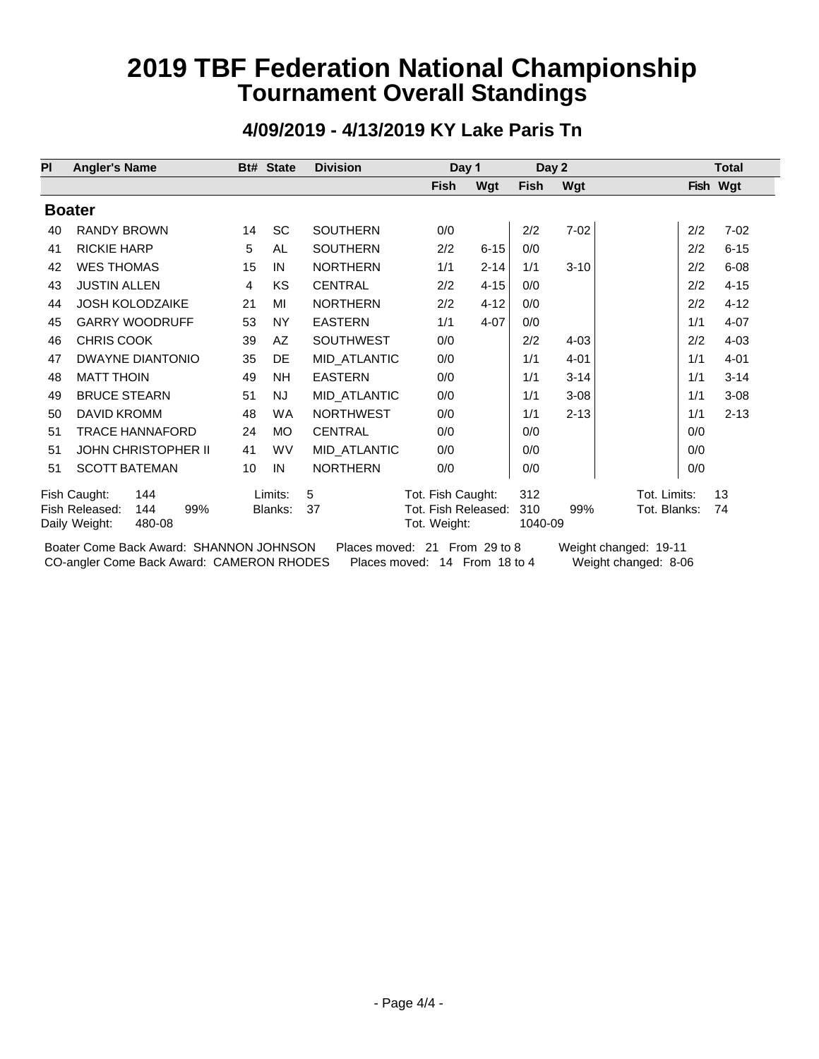# 2019 TBF Federation National Championship
## Tournament Overall Standings

### 4/09/2019 - 4/13/2019 KY Lake Paris Tn

| Pl | Angler's Name | Bt# | State | Division | Day 1 | | Day 2 | | Total | |
|---|---|---|---|---|---|---|---|---|---|---|
| | | | | | Fish | Wgt | Fish | Wgt | Fish | Wgt |
| **Boater** | | | | | | | | | | |
| 40 | RANDY BROWN | 14 | SC | SOUTHERN | 0/0 | | 2/2 | 7-02 | 2/2 | 7-02 |
| 41 | RICKIE HARP | 5 | AL | SOUTHERN | 2/2 | 6-15 | 0/0 | | 2/2 | 6-15 |
| 42 | WES THOMAS | 15 | IN | NORTHERN | 1/1 | 2-14 | 1/1 | 3-10 | 2/2 | 6-08 |
| 43 | JUSTIN ALLEN | 4 | KS | CENTRAL | 2/2 | 4-15 | 0/0 | | 2/2 | 4-15 |
| 44 | JOSH KOLODZAIKE | 21 | MI | NORTHERN | 2/2 | 4-12 | 0/0 | | 2/2 | 4-12 |
| 45 | GARRY WOODRUFF | 53 | NY | EASTERN | 1/1 | 4-07 | 0/0 | | 1/1 | 4-07 |
| 46 | CHRIS COOK | 39 | AZ | SOUTHWEST | 0/0 | | 2/2 | 4-03 | 2/2 | 4-03 |
| 47 | DWAYNE DIANTONIO | 35 | DE | MID_ATLANTIC | 0/0 | | 1/1 | 4-01 | 1/1 | 4-01 |
| 48 | MATT THOIN | 49 | NH | EASTERN | 0/0 | | 1/1 | 3-14 | 1/1 | 3-14 |
| 49 | BRUCE STEARN | 51 | NJ | MID_ATLANTIC | 0/0 | | 1/1 | 3-08 | 1/1 | 3-08 |
| 50 | DAVID KROMM | 48 | WA | NORTHWEST | 0/0 | | 1/1 | 2-13 | 1/1 | 2-13 |
| 51 | TRACE HANNAFORD | 24 | MO | CENTRAL | 0/0 | | 0/0 | | 0/0 | |
| 51 | JOHN CHRISTOPHER II | 41 | WV | MID_ATLANTIC | 0/0 | | 0/0 | | 0/0 | |
| 51 | SCOTT BATEMAN | 10 | IN | NORTHERN | 0/0 | | 0/0 | | 0/0 | |

Fish Caught: 144 | Limits: 5 | Tot. Fish Caught: 312 | Tot. Limits: 13

Fish Released: 144 99% | Blanks: 37 | Tot. Fish Released: 310 99% | Tot. Blanks: 74

Daily Weight: 480-08 | Tot. Weight: 1040-09

Boater Come Back Award: SHANNON JOHNSON  Places moved: 21 From 29 to 8  Weight changed: 19-11

CO-angler Come Back Award: CAMERON RHODES  Places moved: 14 From 18 to 4  Weight changed: 8-06